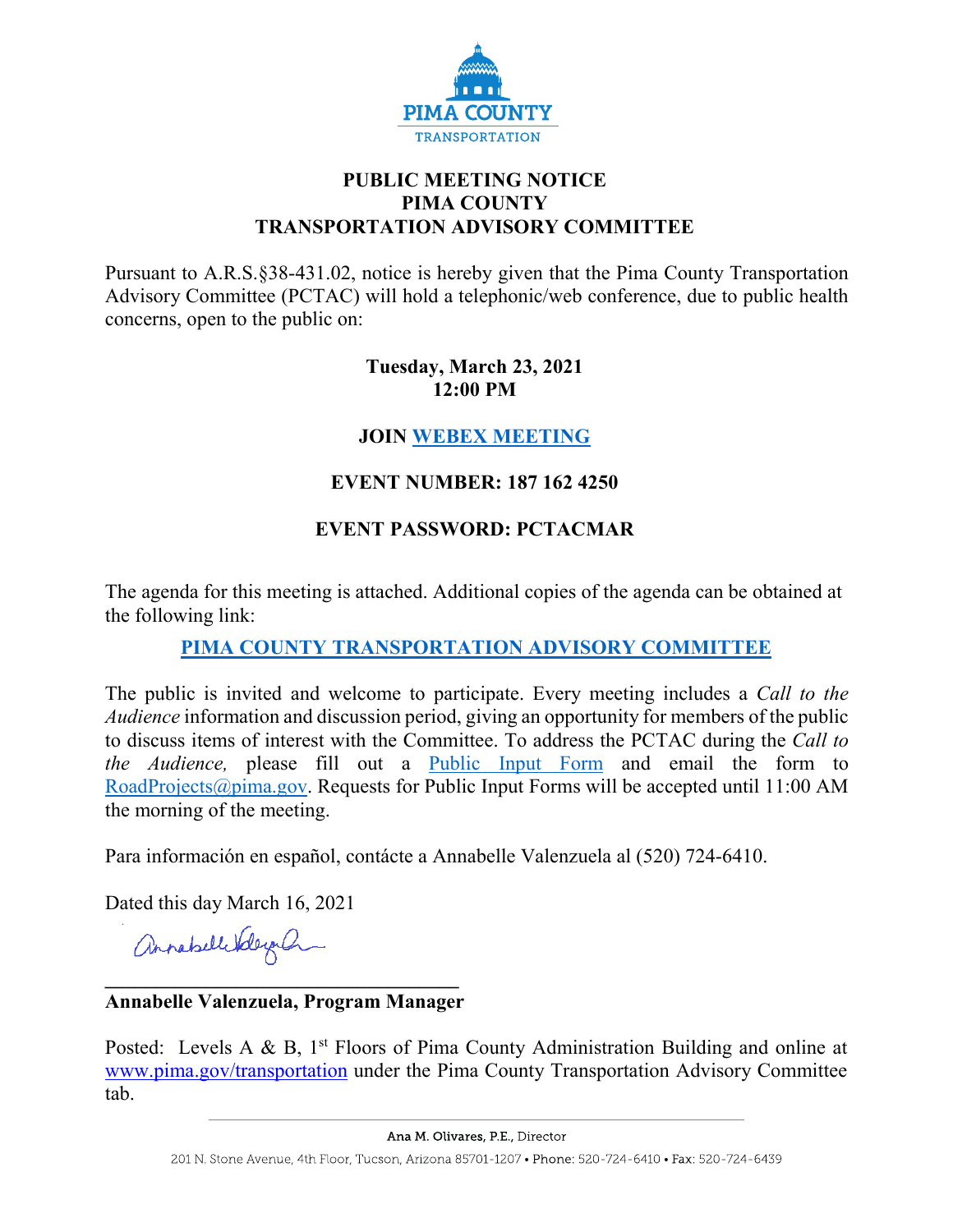PIMA COUNTY

TRANSPORTATION

# PUBLIC MEETING NOTICE
# PIMA COUNTY
# TRANSPORTATION ADVISORY COMMITTEE

Pursuant to A.R.S.§38-431.02, notice is hereby given that the Pima County Transportation Advisory Committee (PCTAC) will hold a telephonic/web conference, due to public health concerns, open to the public on:

**Tuesday, March 23, 2021**
**12:00 PM**

**JOIN WEBEX MEETING**

**EVENT NUMBER: 187 162 4250**

**EVENT PASSWORD: PCTACMAR**

The agenda for this meeting is attached. Additional copies of the agenda can be obtained at the following link:

**PIMA COUNTY TRANSPORTATION ADVISORY COMMITTEE**

The public is invited and welcome to participate. Every meeting includes a *Call to the Audience* information and discussion period, giving an opportunity for members of the public to discuss items of interest with the Committee. To address the PCTAC during the *Call to the Audience,* please fill out a Public Input Form and email the form to RoadProjects@pima.gov. Requests for Public Input Forms will be accepted until 11:00 AM the morning of the meeting.

Para información en español, contácte a Annabelle Valenzuela al (520) 724-6410.

Dated this day March 16, 2021

**Annabelle Valenzuela, Program Manager**

Posted: Levels A & B, 1st Floors of Pima County Administration Building and online at www.pima.gov/transportation under the Pima County Transportation Advisory Committee tab.

Ana M. Olivares, P.E., Director

201 N. Stone Avenue, 4th Floor, Tucson, Arizona 85701-1207 • Phone: 520-724-6410 • Fax: 520-724-6439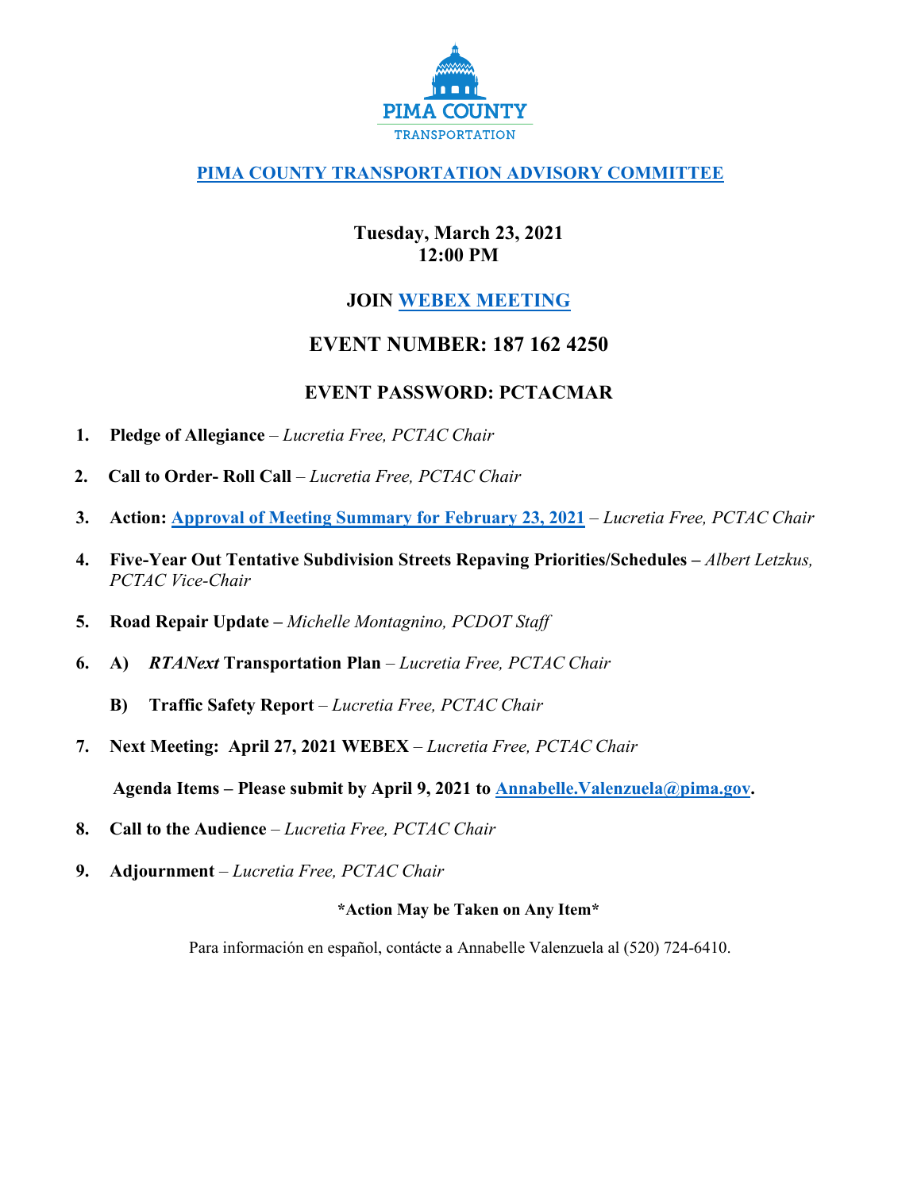PIMA COUNTY TRANSPORTATION

# PIMA COUNTY TRANSPORTATION ADVISORY COMMITTEE

## Tuesday, March 23, 2021
## 12:00 PM

## JOIN WEBEX MEETING

## EVENT NUMBER: 187 162 4250

## EVENT PASSWORD: PCTACMAR

1. **Pledge of Allegiance** – *Lucretia Free, PCTAC Chair*

2. **Call to Order- Roll Call** – *Lucretia Free, PCTAC Chair*

3. **Action: Approval of Meeting Summary for February 23, 2021** – *Lucretia Free, PCTAC Chair*

4. **Five-Year Out Tentative Subdivision Streets Repaving Priorities/Schedules –** *Albert Letzkus, PCTAC Vice-Chair*

5. **Road Repair Update –** *Michelle Montagnino, PCDOT Staff*

6. **A)** ***RTANext*** **Transportation Plan** – *Lucretia Free, PCTAC Chair*

   **B)** **Traffic Safety Report** – *Lucretia Free, PCTAC Chair*

7. **Next Meeting: April 27, 2021 WEBEX** – *Lucretia Free, PCTAC Chair*

   **Agenda Items – Please submit by April 9, 2021 to Annabelle.Valenzuela@pima.gov.**

8. **Call to the Audience** – *Lucretia Free, PCTAC Chair*

9. **Adjournment** – *Lucretia Free, PCTAC Chair*

**\*Action May be Taken on Any Item\***

Para información en español, contácte a Annabelle Valenzuela al (520) 724-6410.